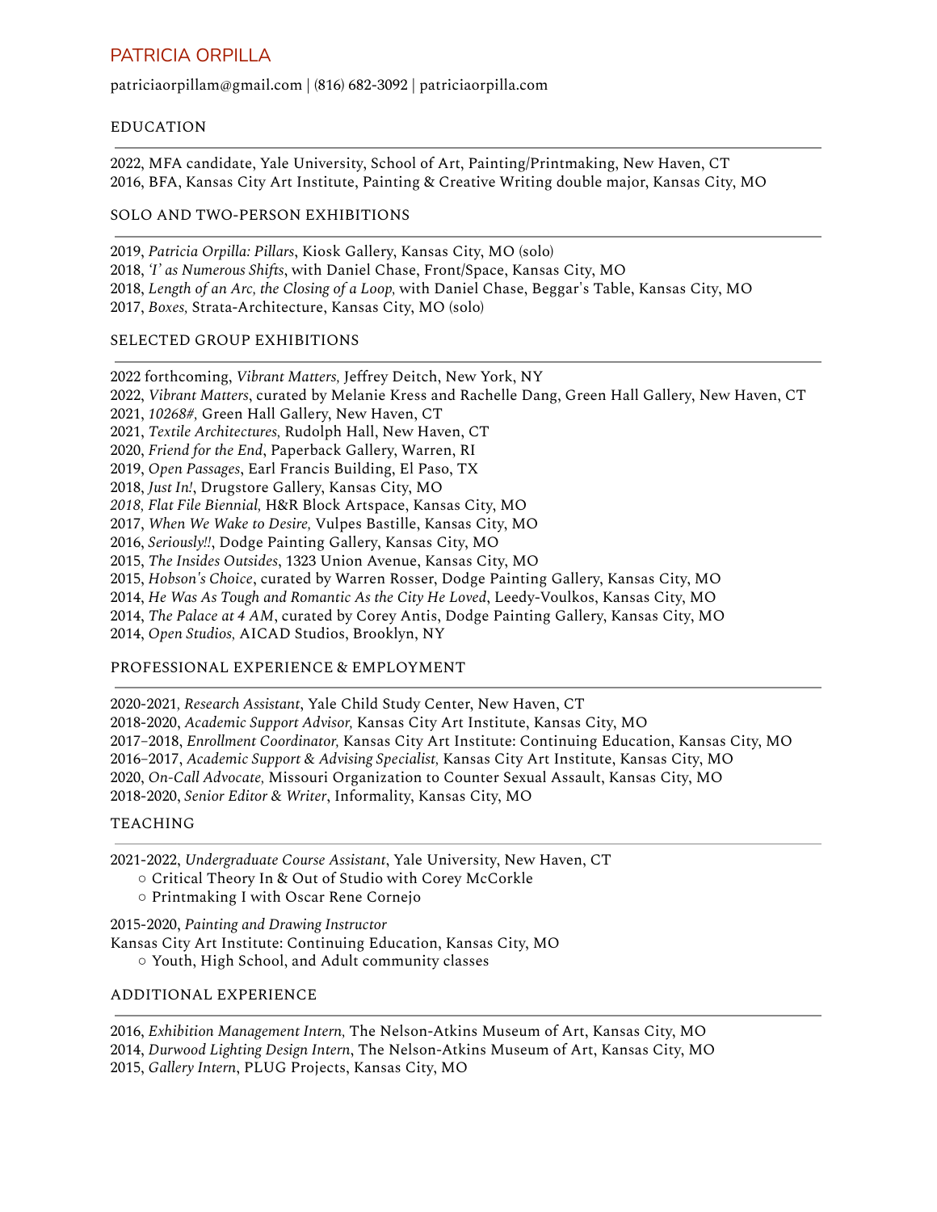# PATRICIA ORPILLA

patriciaorpillam@gmail.com | (816) 682-3092 | patriciaorpilla.com

## EDUCATION

2022, MFA candidate, Yale University, School of Art, Painting/Printmaking, New Haven, CT
2016, BFA, Kansas City Art Institute, Painting & Creative Writing double major, Kansas City, MO

## SOLO AND TWO-PERSON EXHIBITIONS

2019, *Patricia Orpilla: Pillars*, Kiosk Gallery, Kansas City, MO (solo)
2018, *'I' as Numerous Shifts*, with Daniel Chase, Front/Space, Kansas City, MO
2018, *Length of an Arc, the Closing of a Loop,* with Daniel Chase, Beggar's Table, Kansas City, MO
2017, *Boxes,* Strata-Architecture, Kansas City, MO (solo)

## SELECTED GROUP EXHIBITIONS

2022 forthcoming, *Vibrant Matters,* Jeffrey Deitch, New York, NY
2022, *Vibrant Matters*, curated by Melanie Kress and Rachelle Dang, Green Hall Gallery, New Haven, CT
2021, *10268#,* Green Hall Gallery, New Haven, CT
2021, *Textile Architectures,* Rudolph Hall, New Haven, CT
2020, *Friend for the End*, Paperback Gallery, Warren, RI
2019, *Open Passages*, Earl Francis Building, El Paso, TX
2018, *Just In!*, Drugstore Gallery, Kansas City, MO
*2018, Flat File Biennial,* H&R Block Artspace, Kansas City, MO
2017, *When We Wake to Desire,* Vulpes Bastille, Kansas City, MO
2016, *Seriously!!*, Dodge Painting Gallery, Kansas City, MO
2015, *The Insides Outsides*, 1323 Union Avenue, Kansas City, MO
2015, *Hobson's Choice*, curated by Warren Rosser, Dodge Painting Gallery, Kansas City, MO
2014, *He Was As Tough and Romantic As the City He Loved*, Leedy-Voulkos, Kansas City, MO
2014, *The Palace at 4 AM*, curated by Corey Antis, Dodge Painting Gallery, Kansas City, MO
2014, *Open Studios,* AICAD Studios, Brooklyn, NY

## PROFESSIONAL EXPERIENCE & EMPLOYMENT

2020-2021*, Research Assistant*, Yale Child Study Center, New Haven, CT
2018-2020, *Academic Support Advisor,* Kansas City Art Institute, Kansas City, MO
2017–2018, *Enrollment Coordinator,* Kansas City Art Institute: Continuing Education, Kansas City, MO
2016–2017, *Academic Support & Advising Specialist,* Kansas City Art Institute, Kansas City, MO
2020, *On-Call Advocate,* Missouri Organization to Counter Sexual Assault, Kansas City, MO
2018-2020, *Senior Editor & Writer*, Informality, Kansas City, MO

## TEACHING

2021-2022, *Undergraduate Course Assistant*, Yale University, New Haven, CT
- Critical Theory In & Out of Studio with Corey McCorkle
- Printmaking I with Oscar Rene Cornejo

2015-2020, *Painting and Drawing Instructor*
Kansas City Art Institute: Continuing Education, Kansas City, MO
- Youth, High School, and Adult community classes

## ADDITIONAL EXPERIENCE

2016, *Exhibition Management Intern,* The Nelson-Atkins Museum of Art, Kansas City, MO
2014, *Durwood Lighting Design Intern*, The Nelson-Atkins Museum of Art, Kansas City, MO
2015, *Gallery Intern*, PLUG Projects, Kansas City, MO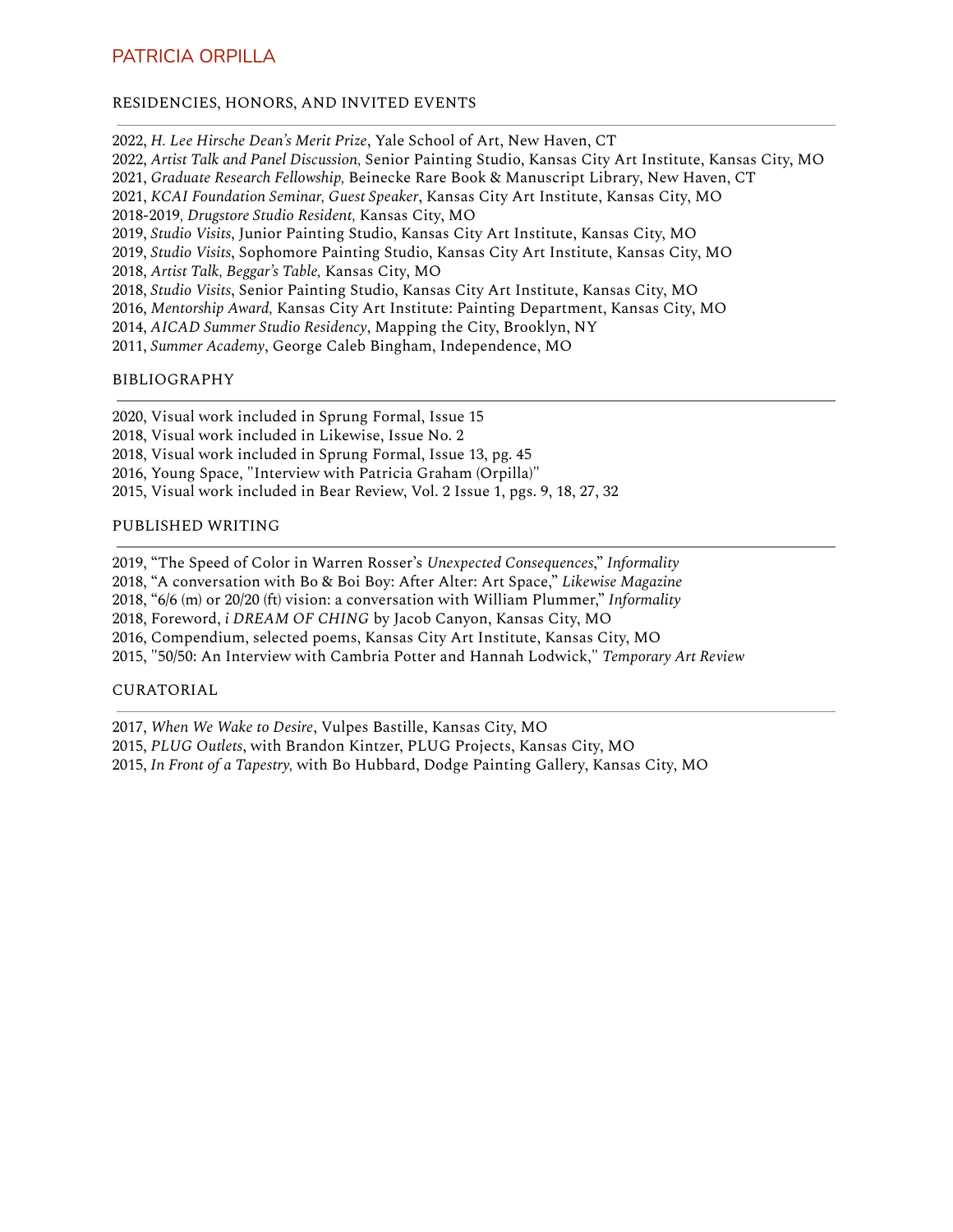# PATRICIA ORPILLA

## RESIDENCIES, HONORS, AND INVITED EVENTS

2022, *H. Lee Hirsche Dean's Merit Prize*, Yale School of Art, New Haven, CT
2022, *Artist Talk and Panel Discussion,* Senior Painting Studio, Kansas City Art Institute, Kansas City, MO
2021, *Graduate Research Fellowship,* Beinecke Rare Book & Manuscript Library, New Haven, CT
2021, *KCAI Foundation Seminar, Guest Speaker*, Kansas City Art Institute, Kansas City, MO
2018-2019, *Drugstore Studio Resident,* Kansas City, MO
2019, *Studio Visits*, Junior Painting Studio, Kansas City Art Institute, Kansas City, MO
2019, *Studio Visits*, Sophomore Painting Studio, Kansas City Art Institute, Kansas City, MO
2018, *Artist Talk, Beggar's Table,* Kansas City, MO
2018, *Studio Visits*, Senior Painting Studio, Kansas City Art Institute, Kansas City, MO
2016, *Mentorship Award,* Kansas City Art Institute: Painting Department, Kansas City, MO
2014, *AICAD Summer Studio Residency*, Mapping the City, Brooklyn, NY
2011, *Summer Academy*, George Caleb Bingham, Independence, MO

## BIBLIOGRAPHY

2020, Visual work included in Sprung Formal, Issue 15
2018, Visual work included in Likewise, Issue No. 2
2018, Visual work included in Sprung Formal, Issue 13, pg. 45
2016, Young Space, "Interview with Patricia Graham (Orpilla)"
2015, Visual work included in Bear Review, Vol. 2 Issue 1, pgs. 9, 18, 27, 32

## PUBLISHED WRITING

2019, "The Speed of Color in Warren Rosser's *Unexpected Consequences*," *Informality*
2018, "A conversation with Bo & Boi Boy: After Alter: Art Space," *Likewise Magazine*
2018, "6/6 (m) or 20/20 (ft) vision: a conversation with William Plummer," *Informality*
2018, Foreword, *i DREAM OF CHING* by Jacob Canyon, Kansas City, MO
2016, Compendium, selected poems, Kansas City Art Institute, Kansas City, MO
2015, "50/50: An Interview with Cambria Potter and Hannah Lodwick," *Temporary Art Review*

## CURATORIAL

2017, *When We Wake to Desire*, Vulpes Bastille, Kansas City, MO
2015, *PLUG Outlets*, with Brandon Kintzer, PLUG Projects, Kansas City, MO
2015, *In Front of a Tapestry,* with Bo Hubbard, Dodge Painting Gallery, Kansas City, MO